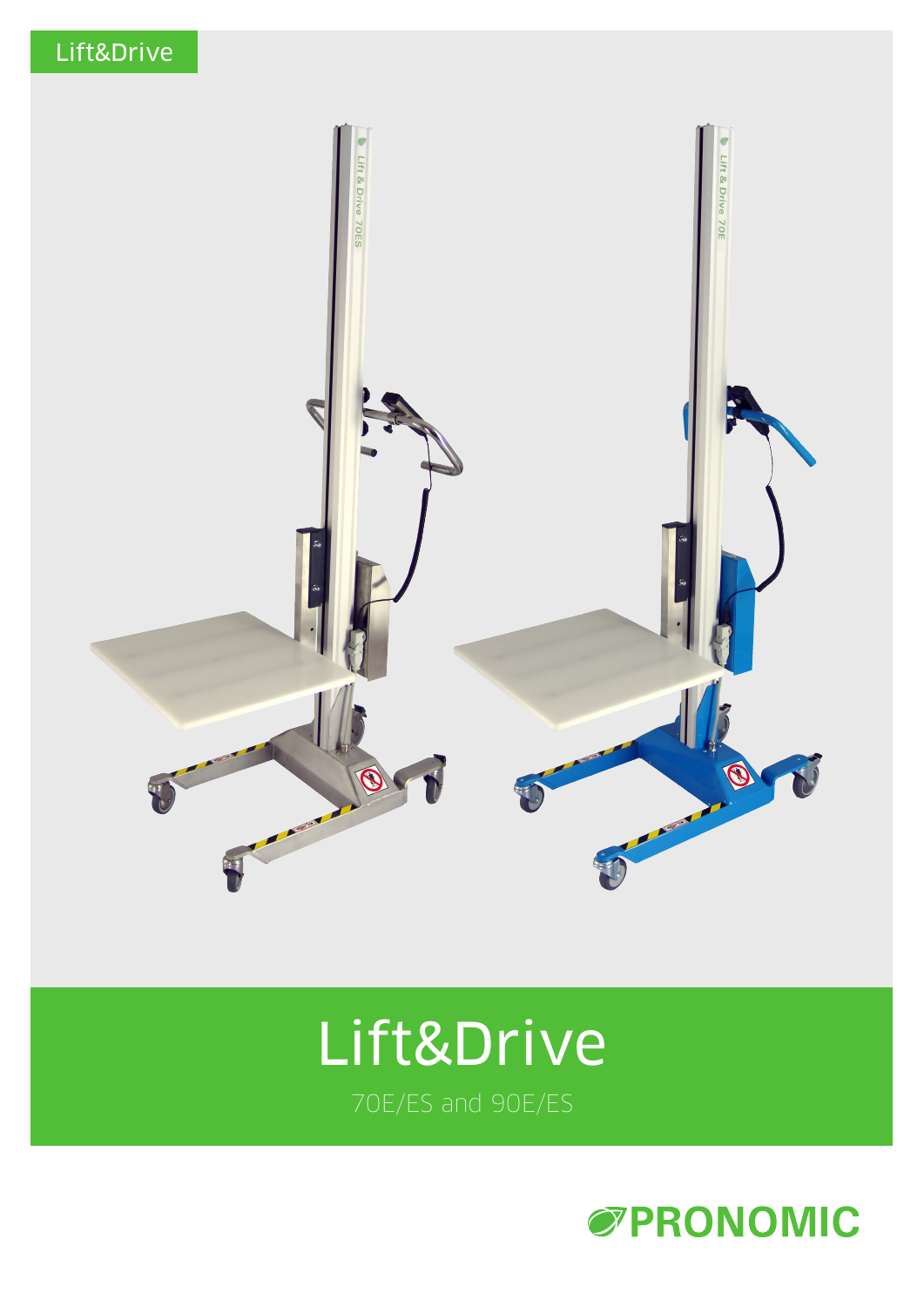Lift&Drive

# Lift&Drive

70E/ES and 90E/ES

PRONOMIC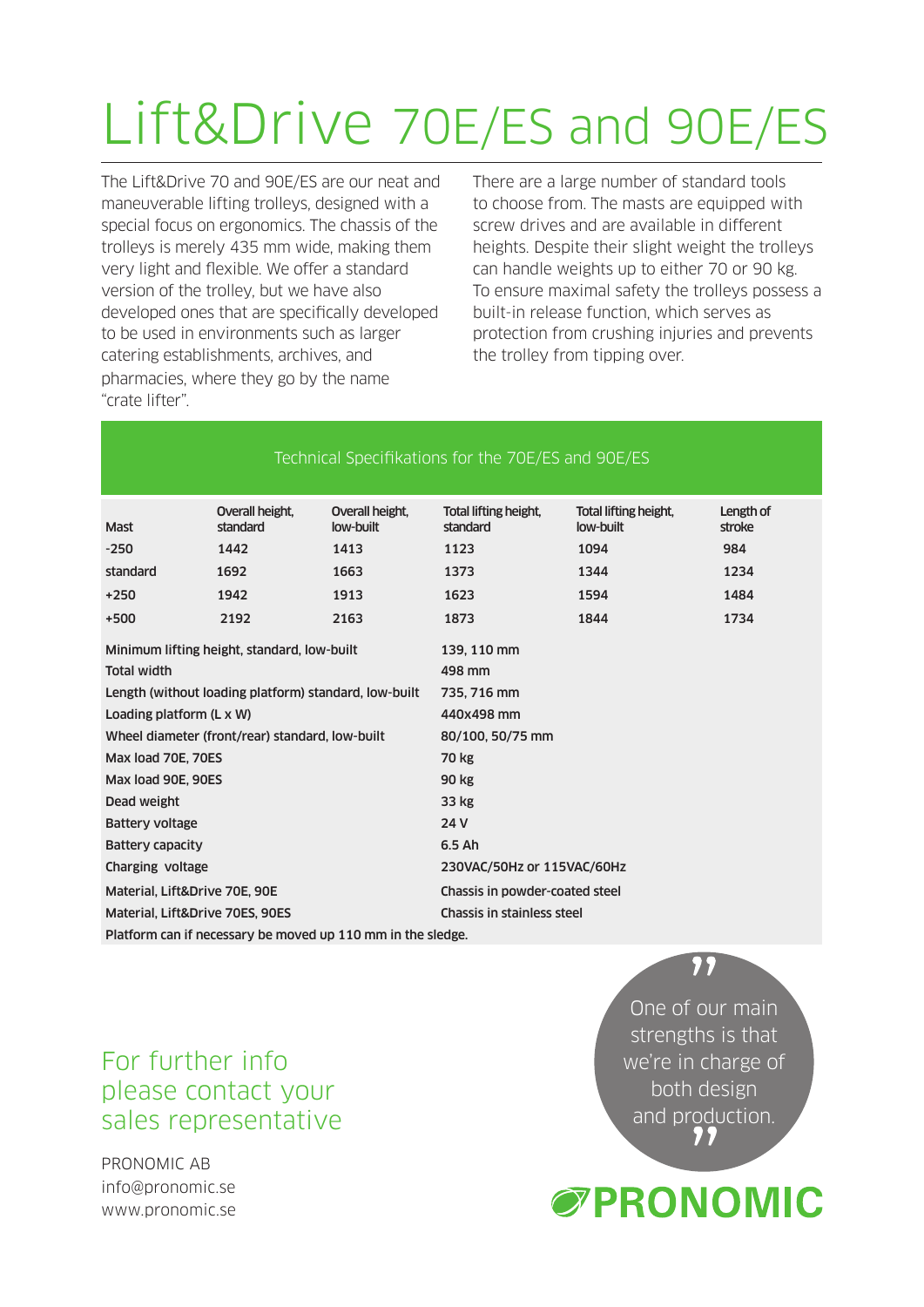# Lift&Drive 70E/ES and 90E/ES

The Lift&Drive 70 and 90E/ES are our neat and maneuverable lifting trolleys, designed with a special focus on ergonomics. The chassis of the trolleys is merely 435 mm wide, making them very light and flexible. We offer a standard version of the trolley, but we have also developed ones that are specifically developed to be used in environments such as larger catering establishments, archives, and pharmacies, where they go by the name "crate lifter".

There are a large number of standard tools to choose from. The masts are equipped with screw drives and are available in different heights. Despite their slight weight the trolleys can handle weights up to either 70 or 90 kg. To ensure maximal safety the trolleys possess a built-in release function, which serves as protection from crushing injuries and prevents the trolley from tipping over.

## Technical Specifikations for the 70E/ES and 90E/ES

| Mast | Overall height, standard | Overall height, low-built | Total lifting height, standard | Total lifting height, low-built | Length of stroke |
|---|---|---|---|---|---|
| -250 | 1442 | 1413 | 1123 | 1094 | 984 |
| standard | 1692 | 1663 | 1373 | 1344 | 1234 |
| +250 | 1942 | 1913 | 1623 | 1594 | 1484 |
| +500 | 2192 | 2163 | 1873 | 1844 | 1734 |

| | |
|---|---|
| Minimum lifting height, standard, low-built | 139, 110 mm |
| Total width | 498 mm |
| Length (without loading platform) standard, low-built | 735, 716 mm |
| Loading platform (L x W) | 440x498 mm |
| Wheel diameter (front/rear) standard, low-built | 80/100, 50/75 mm |
| Max load 70E, 70ES | 70 kg |
| Max load 90E, 90ES | 90 kg |
| Dead weight | 33 kg |
| Battery voltage | 24 V |
| Battery capacity | 6.5 Ah |
| Charging voltage | 230VAC/50Hz or 115VAC/60Hz |
| Material, Lift&Drive 70E, 90E | Chassis in powder-coated steel |
| Material, Lift&Drive 70ES, 90ES | Chassis in stainless steel |

Platform can if necessary be moved up 110 mm in the sledge.

## For further info please contact your sales representative

PRONOMIC AB
info@pronomic.se
www.pronomic.se

"One of our main strengths is that we're in charge of both design and production."

PRONOMIC